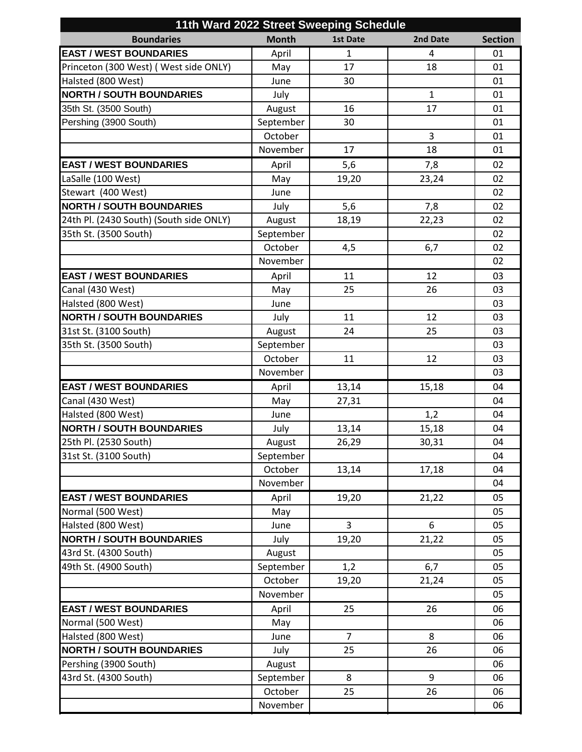# 11th Ward 2022 Street Sweeping Schedule

| Boundaries | Month | 1st Date | 2nd Date | Section |
|---|---|---|---|---|
| **EAST / WEST BOUNDARIES** | April | 1 | 4 | 01 |
| Princeton (300 West) ( West side ONLY) | May | 17 | 18 | 01 |
| Halsted (800 West) | June | 30 | | 01 |
| **NORTH / SOUTH BOUNDARIES** | July | | 1 | 01 |
| 35th St. (3500 South) | August | 16 | 17 | 01 |
| Pershing (3900 South) | September | 30 | | 01 |
| | October | | 3 | 01 |
| | November | 17 | 18 | 01 |
| **EAST / WEST BOUNDARIES** | April | 5,6 | 7,8 | 02 |
| LaSalle (100 West) | May | 19,20 | 23,24 | 02 |
| Stewart (400 West) | June | | | 02 |
| **NORTH / SOUTH BOUNDARIES** | July | 5,6 | 7,8 | 02 |
| 24th Pl. (2430 South) (South side ONLY) | August | 18,19 | 22,23 | 02 |
| 35th St. (3500 South) | September | | | 02 |
| | October | 4,5 | 6,7 | 02 |
| | November | | | 02 |
| **EAST / WEST BOUNDARIES** | April | 11 | 12 | 03 |
| Canal (430 West) | May | 25 | 26 | 03 |
| Halsted (800 West) | June | | | 03 |
| **NORTH / SOUTH BOUNDARIES** | July | 11 | 12 | 03 |
| 31st St. (3100 South) | August | 24 | 25 | 03 |
| 35th St. (3500 South) | September | | | 03 |
| | October | 11 | 12 | 03 |
| | November | | | 03 |
| **EAST / WEST BOUNDARIES** | April | 13,14 | 15,18 | 04 |
| Canal (430 West) | May | 27,31 | | 04 |
| Halsted (800 West) | June | | 1,2 | 04 |
| **NORTH / SOUTH BOUNDARIES** | July | 13,14 | 15,18 | 04 |
| 25th Pl. (2530 South) | August | 26,29 | 30,31 | 04 |
| 31st St. (3100 South) | September | | | 04 |
| | October | 13,14 | 17,18 | 04 |
| | November | | | 04 |
| **EAST / WEST BOUNDARIES** | April | 19,20 | 21,22 | 05 |
| Normal (500 West) | May | | | 05 |
| Halsted (800 West) | June | 3 | 6 | 05 |
| **NORTH / SOUTH BOUNDARIES** | July | 19,20 | 21,22 | 05 |
| 43rd St. (4300 South) | August | | | 05 |
| 49th St. (4900 South) | September | 1,2 | 6,7 | 05 |
| | October | 19,20 | 21,24 | 05 |
| | November | | | 05 |
| **EAST / WEST BOUNDARIES** | April | 25 | 26 | 06 |
| Normal (500 West) | May | | | 06 |
| Halsted (800 West) | June | 7 | 8 | 06 |
| **NORTH / SOUTH BOUNDARIES** | July | 25 | 26 | 06 |
| Pershing (3900 South) | August | | | 06 |
| 43rd St. (4300 South) | September | 8 | 9 | 06 |
| | October | 25 | 26 | 06 |
| | November | | | 06 |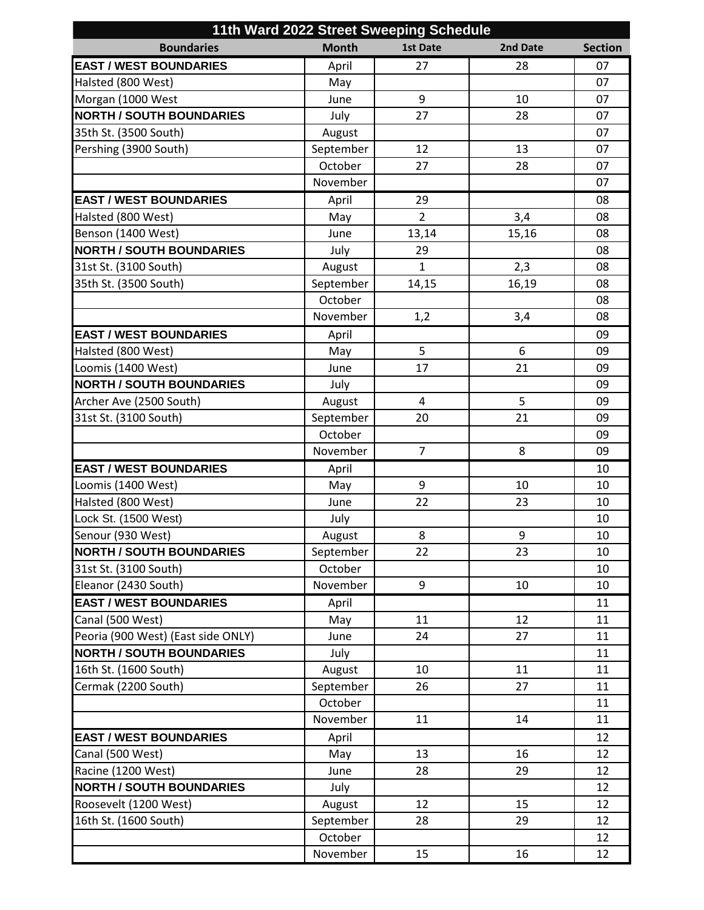| 11th Ward 2022 Street Sweeping Schedule | | | | |
|---|---|---|---|---|
| **Boundaries** | **Month** | **1st Date** | **2nd Date** | **Section** |
| **EAST / WEST BOUNDARIES** | April | 27 | 28 | 07 |
| Halsted (800 West) | May | | | 07 |
| Morgan (1000 West | June | 9 | 10 | 07 |
| **NORTH / SOUTH BOUNDARIES** | July | 27 | 28 | 07 |
| 35th St. (3500 South) | August | | | 07 |
| Pershing (3900 South) | September | 12 | 13 | 07 |
| | October | 27 | 28 | 07 |
| | November | | | 07 |
| **EAST / WEST BOUNDARIES** | April | 29 | | 08 |
| Halsted (800 West) | May | 2 | 3,4 | 08 |
| Benson (1400 West) | June | 13,14 | 15,16 | 08 |
| **NORTH / SOUTH BOUNDARIES** | July | 29 | | 08 |
| 31st St. (3100 South) | August | 1 | 2,3 | 08 |
| 35th St. (3500 South) | September | 14,15 | 16,19 | 08 |
| | October | | | 08 |
| | November | 1,2 | 3,4 | 08 |
| **EAST / WEST BOUNDARIES** | April | | | 09 |
| Halsted (800 West) | May | 5 | 6 | 09 |
| Loomis (1400 West) | June | 17 | 21 | 09 |
| **NORTH / SOUTH BOUNDARIES** | July | | | 09 |
| Archer Ave (2500 South) | August | 4 | 5 | 09 |
| 31st St. (3100 South) | September | 20 | 21 | 09 |
| | October | | | 09 |
| | November | 7 | 8 | 09 |
| **EAST / WEST BOUNDARIES** | April | | | 10 |
| Loomis (1400 West) | May | 9 | 10 | 10 |
| Halsted (800 West) | June | 22 | 23 | 10 |
| Lock St. (1500 West) | July | | | 10 |
| Senour (930 West) | August | 8 | 9 | 10 |
| **NORTH / SOUTH BOUNDARIES** | September | 22 | 23 | 10 |
| 31st St. (3100 South) | October | | | 10 |
| Eleanor (2430 South) | November | 9 | 10 | 10 |
| **EAST / WEST BOUNDARIES** | April | | | 11 |
| Canal (500 West) | May | 11 | 12 | 11 |
| Peoria (900 West) (East side ONLY) | June | 24 | 27 | 11 |
| **NORTH / SOUTH BOUNDARIES** | July | | | 11 |
| 16th St. (1600 South) | August | 10 | 11 | 11 |
| Cermak (2200 South) | September | 26 | 27 | 11 |
| | October | | | 11 |
| | November | 11 | 14 | 11 |
| **EAST / WEST BOUNDARIES** | April | | | 12 |
| Canal (500 West) | May | 13 | 16 | 12 |
| Racine (1200 West) | June | 28 | 29 | 12 |
| **NORTH / SOUTH BOUNDARIES** | July | | | 12 |
| Roosevelt (1200 West) | August | 12 | 15 | 12 |
| 16th St. (1600 South) | September | 28 | 29 | 12 |
| | October | | | 12 |
| | November | 15 | 16 | 12 |